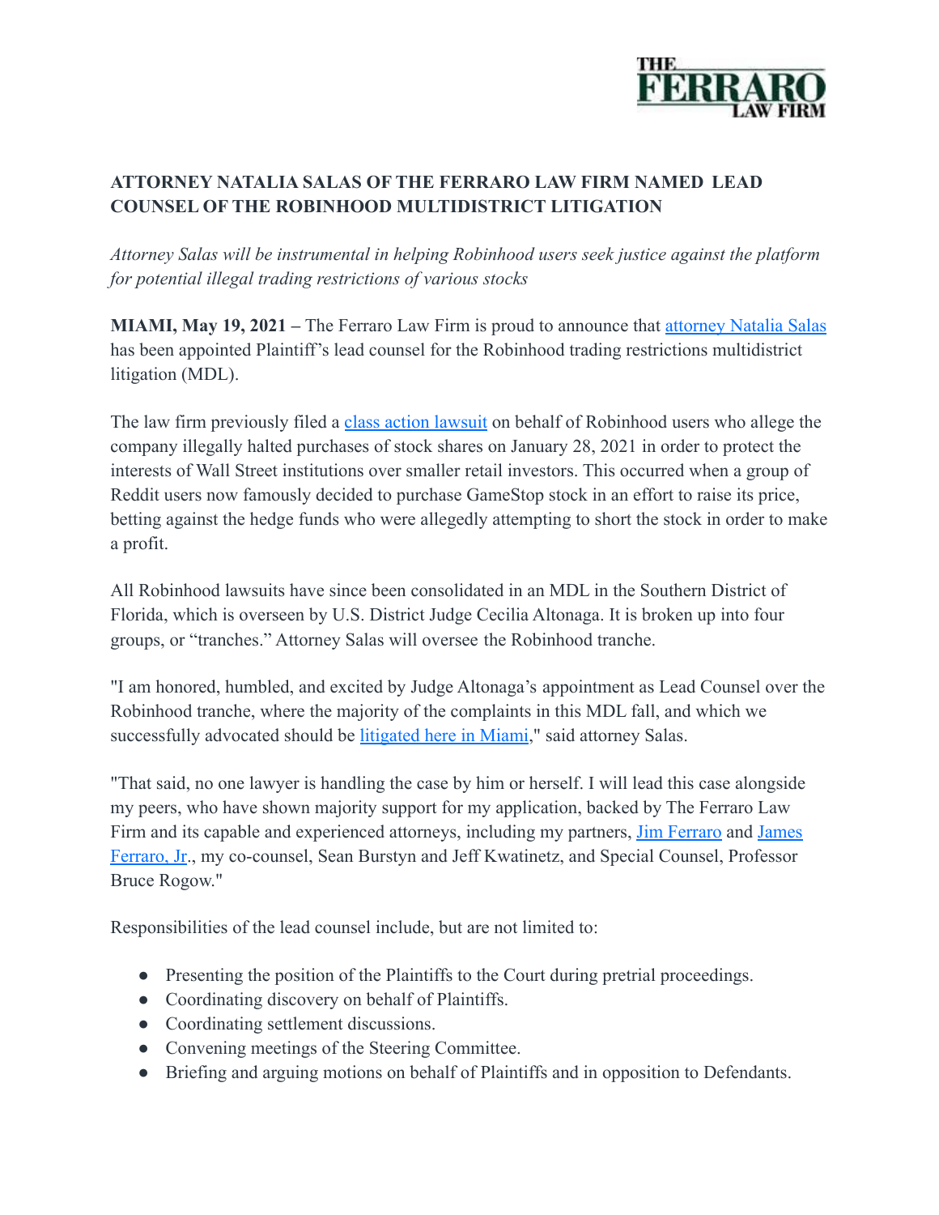THE FERRARO LAW FIRM

**ATTORNEY NATALIA SALAS OF THE FERRARO LAW FIRM NAMED LEAD COUNSEL OF THE ROBINHOOD MULTIDISTRICT LITIGATION**

*Attorney Salas will be instrumental in helping Robinhood users seek justice against the platform for potential illegal trading restrictions of various stocks*

**MIAMI, May 19, 2021 –** The Ferraro Law Firm is proud to announce that attorney Natalia Salas has been appointed Plaintiff's lead counsel for the Robinhood trading restrictions multidistrict litigation (MDL).

The law firm previously filed a class action lawsuit on behalf of Robinhood users who allege the company illegally halted purchases of stock shares on January 28, 2021 in order to protect the interests of Wall Street institutions over smaller retail investors. This occurred when a group of Reddit users now famously decided to purchase GameStop stock in an effort to raise its price, betting against the hedge funds who were allegedly attempting to short the stock in order to make a profit.

All Robinhood lawsuits have since been consolidated in an MDL in the Southern District of Florida, which is overseen by U.S. District Judge Cecilia Altonaga. It is broken up into four groups, or "tranches." Attorney Salas will oversee the Robinhood tranche.

"I am honored, humbled, and excited by Judge Altonaga's appointment as Lead Counsel over the Robinhood tranche, where the majority of the complaints in this MDL fall, and which we successfully advocated should be litigated here in Miami," said attorney Salas.

"That said, no one lawyer is handling the case by him or herself. I will lead this case alongside my peers, who have shown majority support for my application, backed by The Ferraro Law Firm and its capable and experienced attorneys, including my partners, Jim Ferraro and James Ferraro, Jr., my co-counsel, Sean Burstyn and Jeff Kwatinetz, and Special Counsel, Professor Bruce Rogow."

Responsibilities of the lead counsel include, but are not limited to:

- Presenting the position of the Plaintiffs to the Court during pretrial proceedings.
- Coordinating discovery on behalf of Plaintiffs.
- Coordinating settlement discussions.
- Convening meetings of the Steering Committee.
- Briefing and arguing motions on behalf of Plaintiffs and in opposition to Defendants.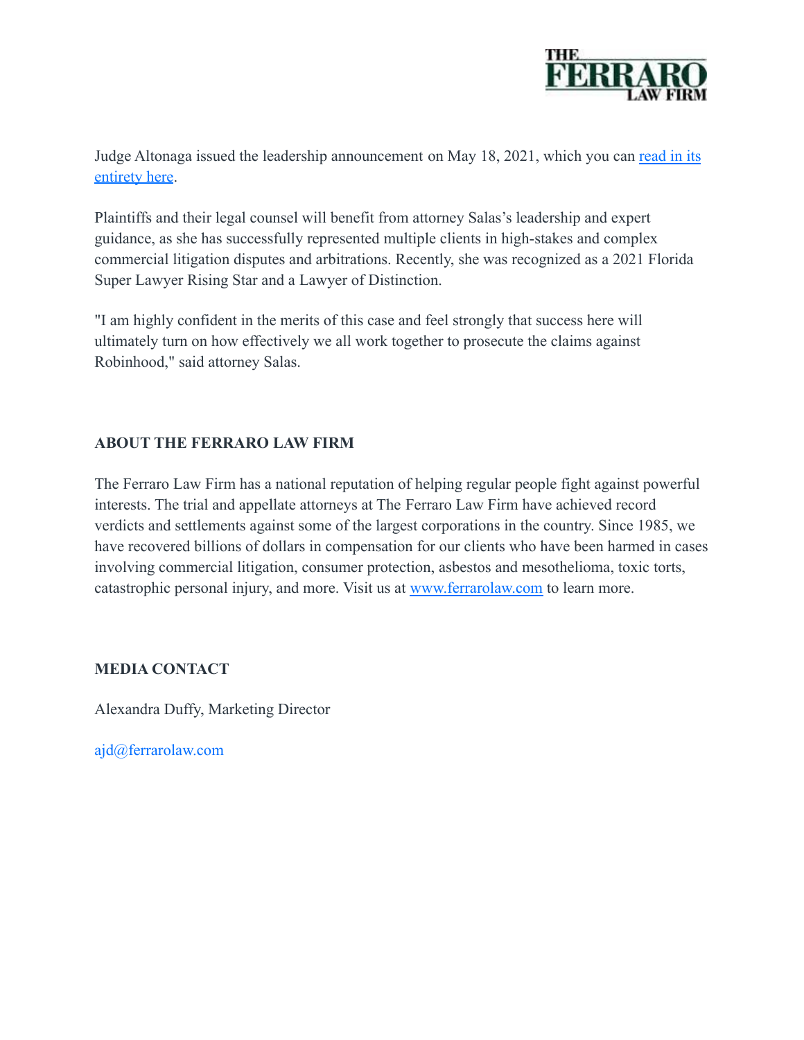Judge Altonaga issued the leadership announcement on May 18, 2021, which you can read in its entirety here.

Plaintiffs and their legal counsel will benefit from attorney Salas's leadership and expert guidance, as she has successfully represented multiple clients in high-stakes and complex commercial litigation disputes and arbitrations. Recently, she was recognized as a 2021 Florida Super Lawyer Rising Star and a Lawyer of Distinction.

"I am highly confident in the merits of this case and feel strongly that success here will ultimately turn on how effectively we all work together to prosecute the claims against Robinhood," said attorney Salas.

**ABOUT THE FERRARO LAW FIRM**

The Ferraro Law Firm has a national reputation of helping regular people fight against powerful interests. The trial and appellate attorneys at The Ferraro Law Firm have achieved record verdicts and settlements against some of the largest corporations in the country. Since 1985, we have recovered billions of dollars in compensation for our clients who have been harmed in cases involving commercial litigation, consumer protection, asbestos and mesothelioma, toxic torts, catastrophic personal injury, and more. Visit us at www.ferrarolaw.com to learn more.

**MEDIA CONTACT**

Alexandra Duffy, Marketing Director

ajd@ferrarolaw.com